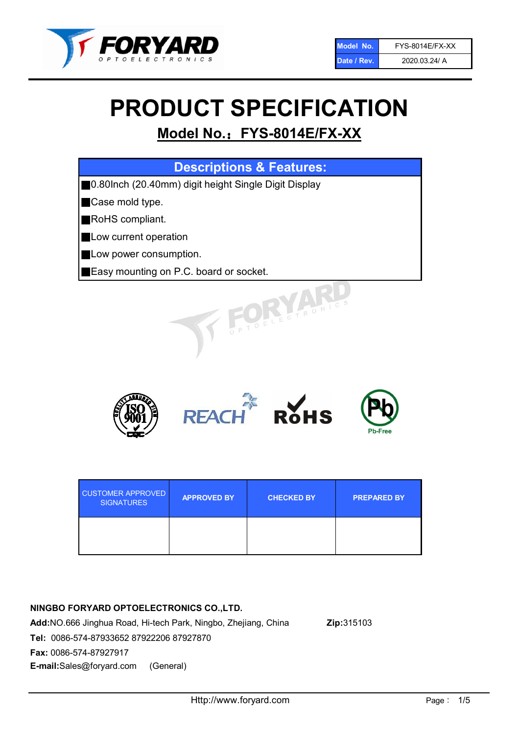| Model No. | FYS-8014E/FX-XX |
| --- | --- |
| Date / Rev. | 2020.03.24/ A |

# PRODUCT SPECIFICATION

## Model No.: FYS-8014E/FX-XX

### Descriptions & Features:

- 0.80Inch (20.40mm) digit height Single Digit Display
- Case mold type.
- RoHS compliant.
- Low current operation
- Low power consumption.
- Easy mounting on P.C. board or socket.

| CUSTOMER APPROVED SIGNATURES | APPROVED BY | CHECKED BY | PREPARED BY |
| --- | --- | --- | --- |
| | | | |

**NINGBO FORYARD OPTOELECTRONICS CO.,LTD.**

**Add:** NO.666 Jinghua Road, Hi-tech Park, Ningbo, Zhejiang, China **Zip:** 315103

**Tel:** 0086-574-87933652 87922206 87927870

**Fax:** 0086-574-87927917

**E-mail:** Sales@foryard.com (General)

Http://www.foryard.com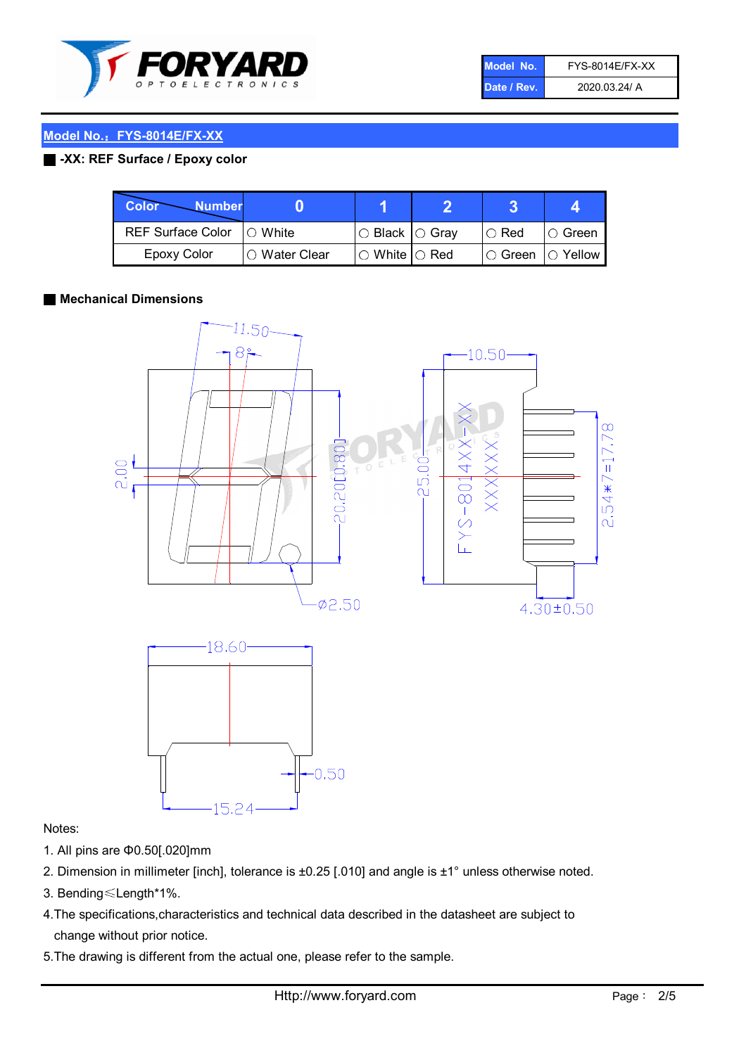| Model No. | FYS-8014E/FX-XX |
| --- | --- |
| Date / Rev. | 2020.03.24/ A |

## Model No.：FYS-8014E/FX-XX

**-XX: REF Surface / Epoxy color**

| Color \ Number | 0 | 1 | 2 | 3 | 4 |
| --- | --- | --- | --- | --- | --- |
| REF Surface Color | ○ White | ○ Black | ○ Gray | ○ Red | ○ Green |
| Epoxy Color | ○ Water Clear | ○ White | ○ Red | ○ Green | ○ Yellow |

**Mechanical Dimensions**

Notes:

1. All pins are Φ0.50[.020]mm
2. Dimension in millimeter [inch], tolerance is ±0.25 [.010] and angle is ±1° unless otherwise noted.
3. Bending≤Length*1%.
4. The specifications,characteristics and technical data described in the datasheet are subject to change without prior notice.
5. The drawing is different from the actual one, please refer to the sample.

Http://www.foryard.com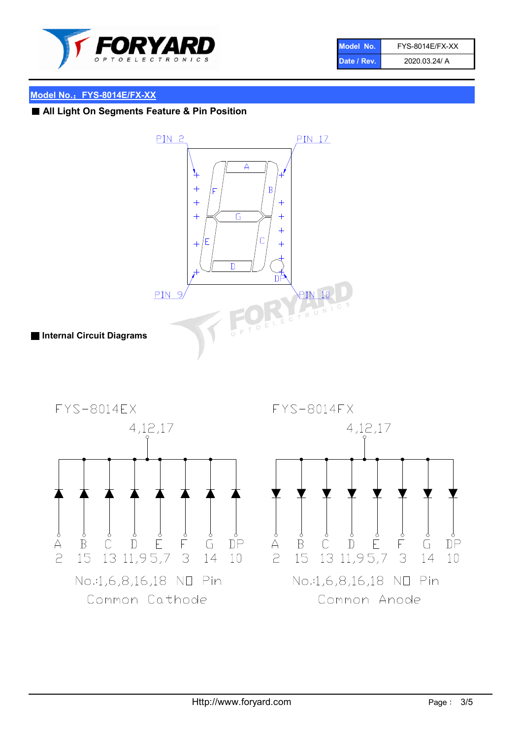| Model No. | FYS-8014E/FX-XX |
|---|---|
| Date / Rev. | 2020.03.24/ A |

## Model No.：FYS-8014E/FX-XX

### All Light On Segments Feature & Pin Position

PIN 2　PIN 17

A　F　B　G　E　C　D　DP

PIN 9　PIN 10

### Internal Circuit Diagrams

FYS-8014EX

4,12,17

| A | B | C | D | E | F | G | DP |
|---|---|---|---|---|---|---|---|
| 2 | 15 | 13 | 11,9,5,7 | 3 | 14 | 10 | |

No.:1,6,8,16,18 NO Pin

Common Cathode

FYS-8014FX

4,12,17

| A | B | C | D | E | F | G | DP |
|---|---|---|---|---|---|---|---|
| 2 | 15 | 13 | 11,9,5,7 | 3 | 14 | 10 | |

No.:1,6,8,16,18 NO Pin

Common Anode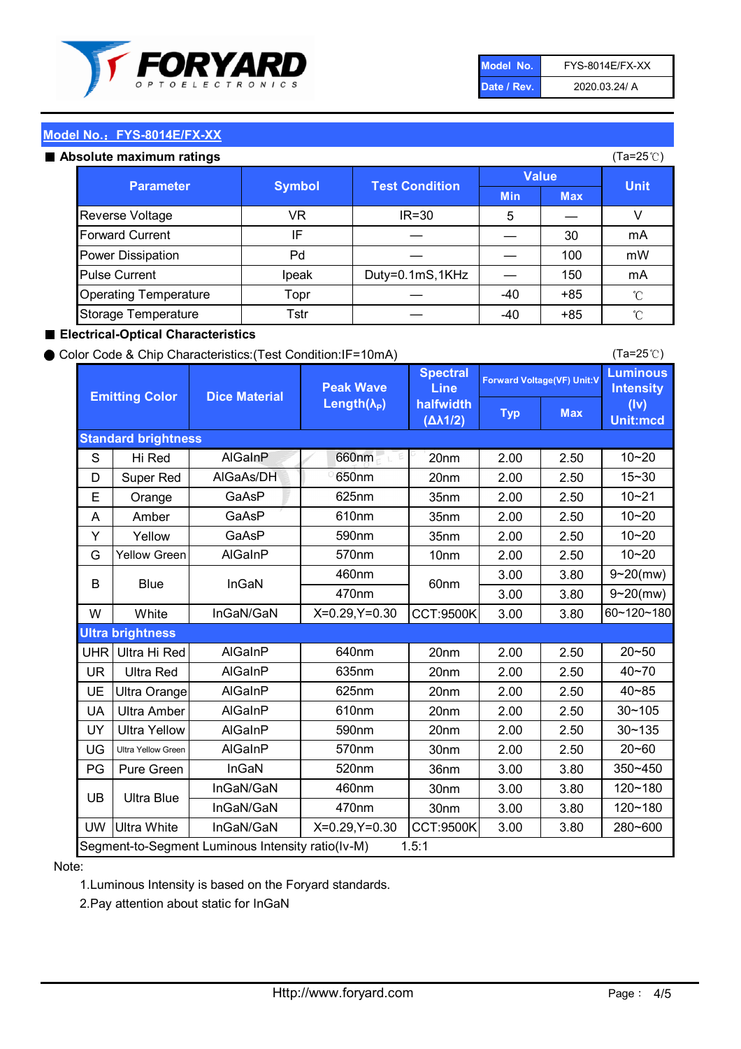| Model No. | FYS-8014E/FX-XX |
|---|---|
| Date / Rev. | 2020.03.24/ A |

## Model No.：FYS-8014E/FX-XX

### ■ Absolute maximum ratings

(Ta=25℃)

| Parameter | Symbol | Test Condition | Value | | Unit |
|---|---|---|---|---|---|
| | | | Min | Max | |
| Reverse Voltage | VR | IR=30 | 5 | — | V |
| Forward Current | IF | — | — | 30 | mA |
| Power Dissipation | Pd | — | — | 100 | mW |
| Pulse Current | Ipeak | Duty=0.1mS,1KHz | — | 150 | mA |
| Operating Temperature | Topr | — | -40 | +85 | ℃ |
| Storage Temperature | Tstr | — | -40 | +85 | ℃ |

### ■ Electrical-Optical Characteristics

● Color Code & Chip Characteristics:(Test Condition:IF=10mA)

(Ta=25℃)

| Emitting Color | | Dice Material | Peak Wave Length($\lambda_P$) | Spectral Line halfwidth ($\Delta\lambda 1/2$) | Forward Voltage(VF) Unit:V | | Luminous Intensity (Iv) Unit:mcd |
|---|---|---|---|---|---|---|---|
| | | | | | Typ | Max | |
| **Standard brightness** | | | | | | | |
| S | Hi Red | AlGaInP | 660nm | 20nm | 2.00 | 2.50 | 10~20 |
| D | Super Red | AlGaAs/DH | 650nm | 20nm | 2.00 | 2.50 | 15~30 |
| E | Orange | GaAsP | 625nm | 35nm | 2.00 | 2.50 | 10~21 |
| A | Amber | GaAsP | 610nm | 35nm | 2.00 | 2.50 | 10~20 |
| Y | Yellow | GaAsP | 590nm | 35nm | 2.00 | 2.50 | 10~20 |
| G | Yellow Green | AlGaInP | 570nm | 10nm | 2.00 | 2.50 | 10~20 |
| B | Blue | InGaN | 460nm | 60nm | 3.00 | 3.80 | 9~20(mw) |
| | | | 470nm | | 3.00 | 3.80 | 9~20(mw) |
| W | White | InGaN/GaN | X=0.29,Y=0.30 | CCT:9500K | 3.00 | 3.80 | 60~120~180 |
| **Ultra brightness** | | | | | | | |
| UHR | Ultra Hi Red | AlGaInP | 640nm | 20nm | 2.00 | 2.50 | 20~50 |
| UR | Ultra Red | AlGaInP | 635nm | 20nm | 2.00 | 2.50 | 40~70 |
| UE | Ultra Orange | AlGaInP | 625nm | 20nm | 2.00 | 2.50 | 40~85 |
| UA | Ultra Amber | AlGaInP | 610nm | 20nm | 2.00 | 2.50 | 30~105 |
| UY | Ultra Yellow | AlGaInP | 590nm | 20nm | 2.00 | 2.50 | 30~135 |
| UG | Ultra Yellow Green | AlGaInP | 570nm | 30nm | 2.00 | 2.50 | 20~60 |
| PG | Pure Green | InGaN | 520nm | 36nm | 3.00 | 3.80 | 350~450 |
| UB | Ultra Blue | InGaN/GaN | 460nm | 30nm | 3.00 | 3.80 | 120~180 |
| | | InGaN/GaN | 470nm | 30nm | 3.00 | 3.80 | 120~180 |
| UW | Ultra White | InGaN/GaN | X=0.29,Y=0.30 | CCT:9500K | 3.00 | 3.80 | 280~600 |
| Segment-to-Segment Luminous Intensity ratio(Iv-M) | | | | 1.5:1 | | | |

Note:

1.Luminous Intensity is based on the Foryard standards.

2.Pay attention about static for InGaN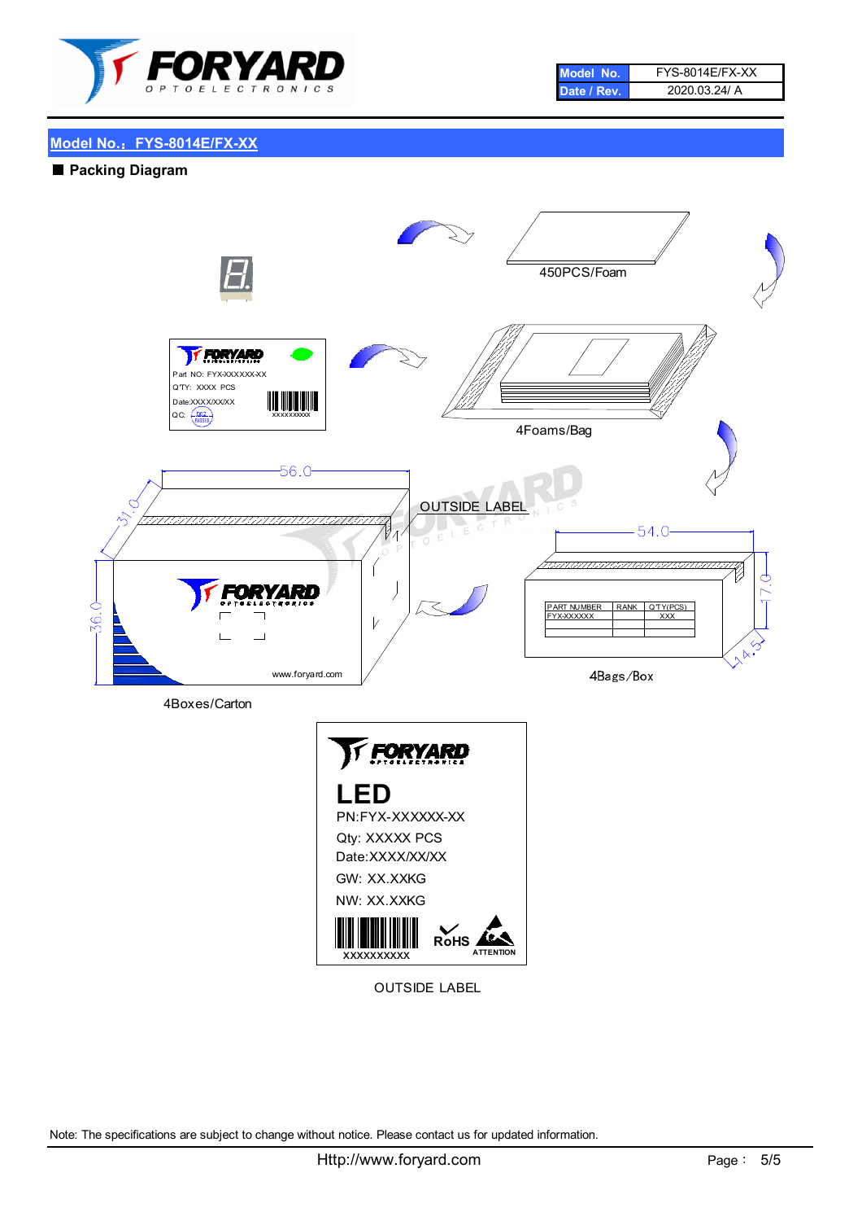| Model No. | FYS-8014E/FX-XX |
| --- | --- |
| Date / Rev. | 2020.03.24/ A |

## Model No.：FYS-8014E/FX-XX

### ■ Packing Diagram

450PCS/Foam

Part NO: FYX-XXXXXXX-XX
Q'TY: XXXX PCS
Date:XXXX/XX/XX
QC:
XXXXXXXXXX

4Foams/Bag

56.0
31.0
36.0
OUTSIDE LABEL
www.foryard.com

4Boxes/Carton

54.0
17.0
14.5

| PART NUMBER | RANK | Q'TY(PCS) |
| --- | --- | --- |
| FYX-XXXXXX | | XXX |

4Bags/Box

LED
PN:FYX-XXXXXX-XX
Qty: XXXXX PCS
Date:XXXX/XX/XX
GW: XX.XXKG
NW: XX.XXKG
XXXXXXXXXX
RoHS
ATTENTION

OUTSIDE LABEL

Note: The specifications are subject to change without notice. Please contact us for updated information.